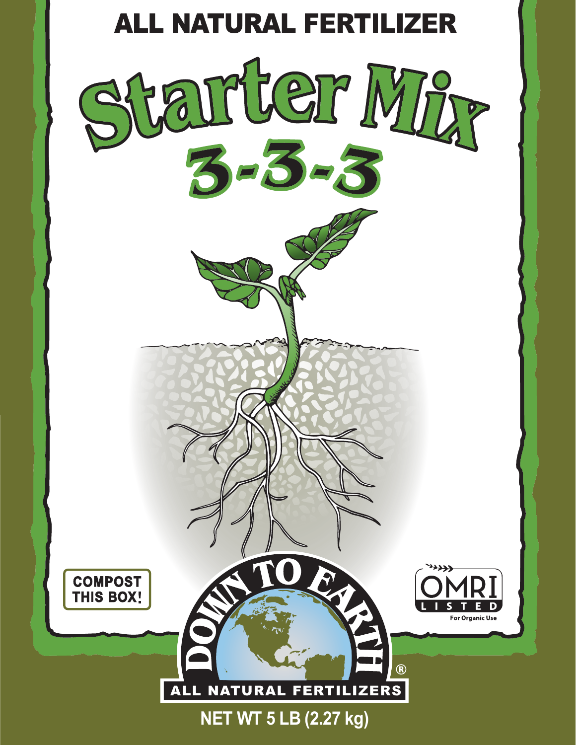ALL NATURAL FERTILIZER

# Starter Mix

## 3-3-3

COMPOST THIS BOX!

OMRI LISTED

For Organic Use

DOWN TO EARTH®

ALL NATURAL FERTILIZERS

NET WT 5 LB (2.27 kg)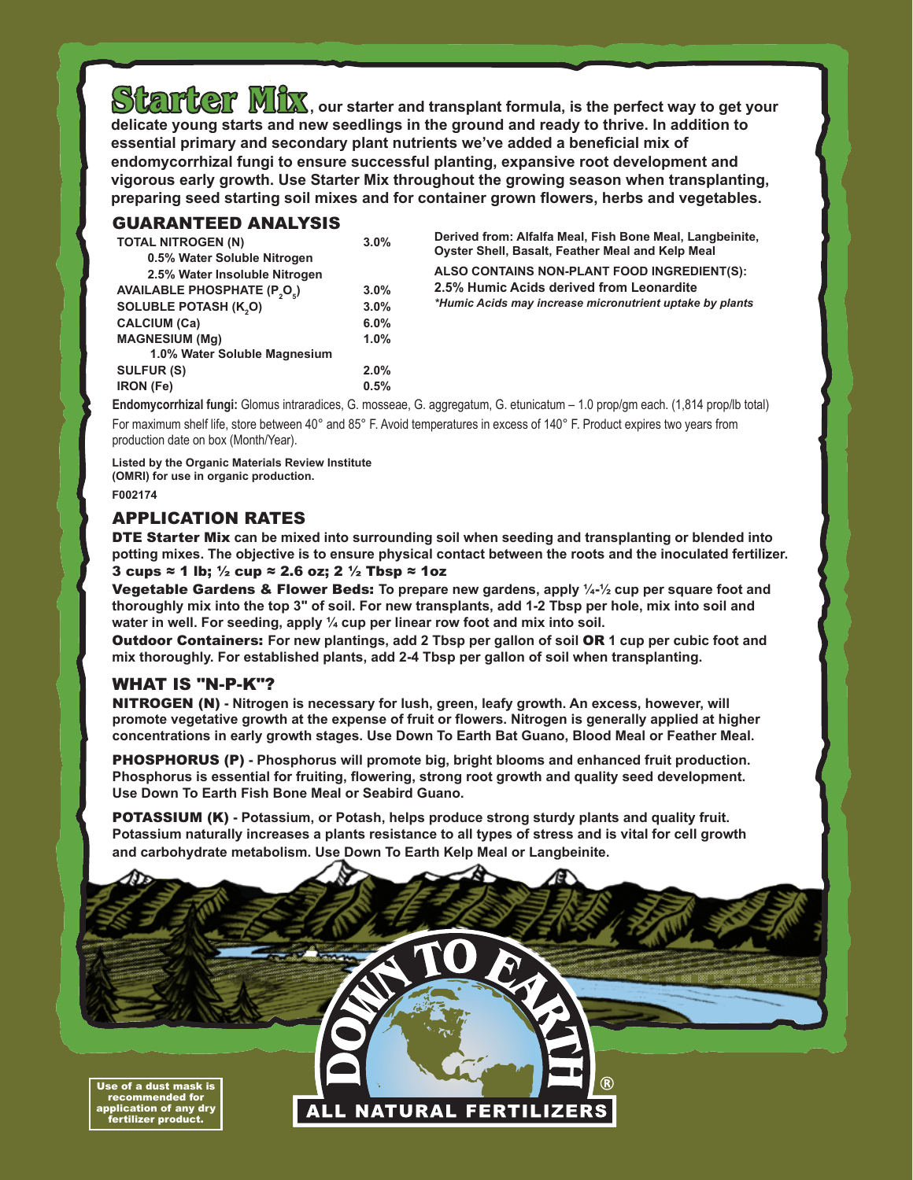**Starter Mix**, our starter and transplant formula, is the perfect way to get your delicate young starts and new seedlings in the ground and ready to thrive. In addition to essential primary and secondary plant nutrients we've added a beneficial mix of endomycorrhizal fungi to ensure successful planting, expansive root development and vigorous early growth. Use Starter Mix throughout the growing season when transplanting, preparing seed starting soil mixes and for container grown flowers, herbs and vegetables.

## GUARANTEED ANALYSIS

| | |
|---|---|
| TOTAL NITROGEN (N) | 3.0% |
| 0.5% Water Soluble Nitrogen | |
| 2.5% Water Insoluble Nitrogen | |
| AVAILABLE PHOSPHATE ($P_2O_5$) | 3.0% |
| SOLUBLE POTASH ($K_2O$) | 3.0% |
| CALCIUM (Ca) | 6.0% |
| MAGNESIUM (Mg) | 1.0% |
| 1.0% Water Soluble Magnesium | |
| SULFUR (S) | 2.0% |
| IRON (Fe) | 0.5% |

**Derived from: Alfalfa Meal, Fish Bone Meal, Langbeinite, Oyster Shell, Basalt, Feather Meal and Kelp Meal**

**ALSO CONTAINS NON-PLANT FOOD INGREDIENT(S):**
**2.5% Humic Acids derived from Leonardite**
***Humic Acids may increase micronutrient uptake by plants***

**Endomycorrhizal fungi:** Glomus intraradices, G. mosseae, G. aggregatum, G. etunicatum – 1.0 prop/gm each. (1,814 prop/lb total)

For maximum shelf life, store between 40° and 85° F. Avoid temperatures in excess of 140° F. Product expires two years from production date on box (Month/Year).

**Listed by the Organic Materials Review Institute (OMRI) for use in organic production.**

**F002174**

## APPLICATION RATES

**DTE Starter Mix can be mixed into surrounding soil when seeding and transplanting or blended into potting mixes. The objective is to ensure physical contact between the roots and the inoculated fertilizer.**

**3 cups ≈ 1 lb; ½ cup ≈ 2.6 oz; 2 ½ Tbsp ≈ 1oz**

**Vegetable Gardens & Flower Beds:** To prepare new gardens, apply ¼-½ cup per square foot and thoroughly mix into the top 3" of soil. For new transplants, add 1-2 Tbsp per hole, mix into soil and water in well. For seeding, apply ¼ cup per linear row foot and mix into soil.

**Outdoor Containers:** For new plantings, add 2 Tbsp per gallon of soil **OR** 1 cup per cubic foot and mix thoroughly. For established plants, add 2-4 Tbsp per gallon of soil when transplanting.

## WHAT IS "N-P-K"?

**NITROGEN (N) -** Nitrogen is necessary for lush, green, leafy growth. An excess, however, will promote vegetative growth at the expense of fruit or flowers. Nitrogen is generally applied at higher concentrations in early growth stages. Use Down To Earth Bat Guano, Blood Meal or Feather Meal.

**PHOSPHORUS (P) -** Phosphorus will promote big, bright blooms and enhanced fruit production. Phosphorus is essential for fruiting, flowering, strong root growth and quality seed development. Use Down To Earth Fish Bone Meal or Seabird Guano.

**POTASSIUM (K) -** Potassium, or Potash, helps produce strong sturdy plants and quality fruit. Potassium naturally increases a plants resistance to all types of stress and is vital for cell growth and carbohydrate metabolism. Use Down To Earth Kelp Meal or Langbeinite.

DOWN TO EARTH®
ALL NATURAL FERTILIZERS

Use of a dust mask is recommended for application of any dry fertilizer product.